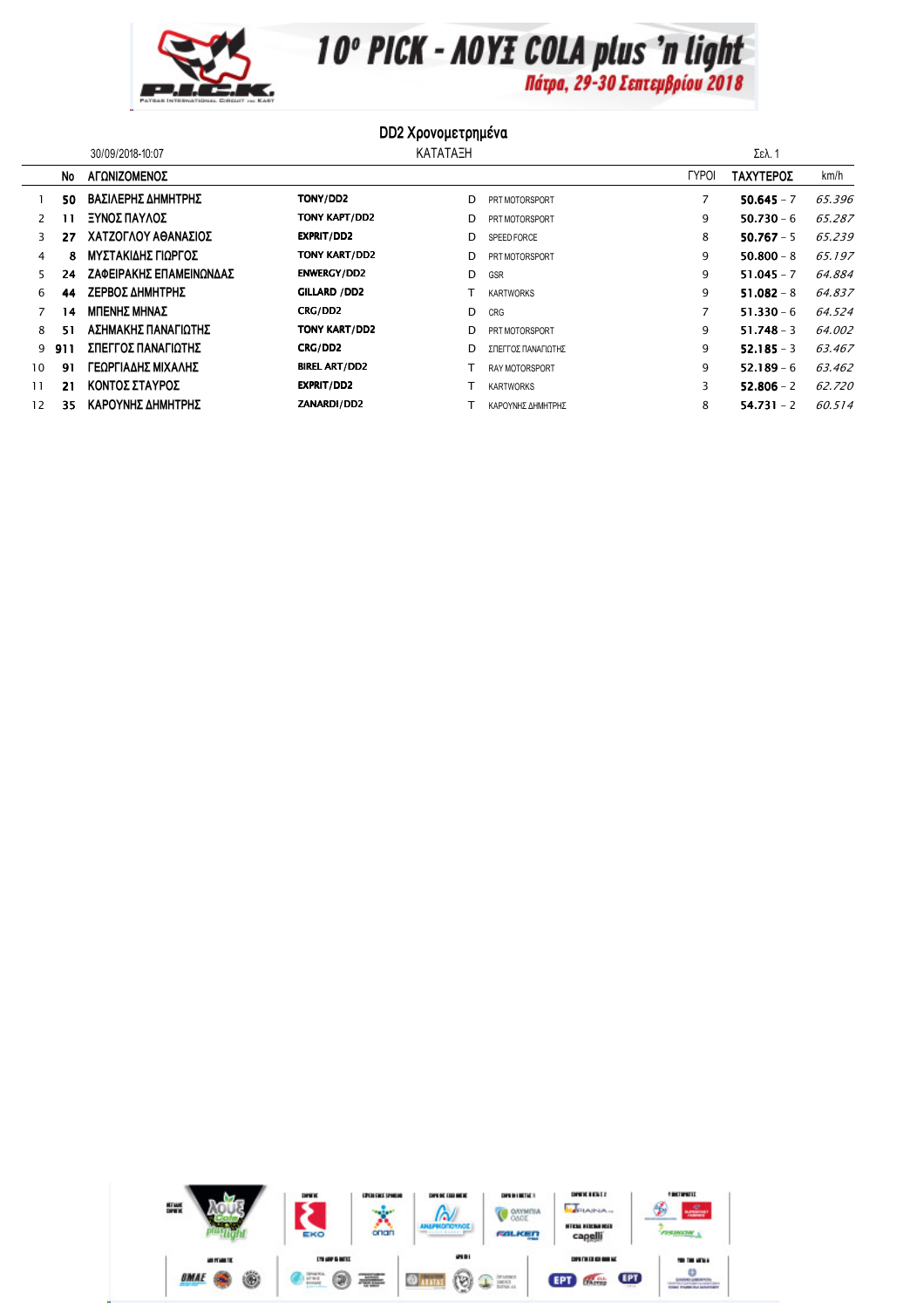# 10ο PICK - ΛΟΥΞ COLA plus 'n light

Πάτρα, 29-30 Σεπτεμβρίου 2018

## DD2 Χρονομετρημένα

30/09/2018-10:07 — ΚΑΤΑΤΑΞΗ — Σελ. 1

| | No | ΑΓΩΝΙΖΟΜΕΝΟΣ | | | | ΓΥΡΟΙ | ΤΑΧΥΤΕΡΟΣ | km/h |
|---|---|---|---|---|---|---|---|---|
| 1 | 50 | ΒΑΣΙΛΕΡΗΣ ΔΗΜΗΤΡΗΣ | TONY/DD2 | D | PRT MOTORSPORT | 7 | 50.645 - 7 | 65.396 |
| 2 | 11 | ΞΥΝΟΣ ΠΑΥΛΟΣ | TONY KAPT/DD2 | D | PRT MOTORSPORT | 9 | 50.730 - 6 | 65.287 |
| 3 | 27 | ΧΑΤΖΟΓΛΟΥ ΑΘΑΝΑΣΙΟΣ | EXPRIT/DD2 | D | SPEED FORCE | 8 | 50.767 - 5 | 65.239 |
| 4 | 8 | ΜΥΣΤΑΚΙΔΗΣ ΓΙΩΡΓΟΣ | TONY KART/DD2 | D | PRT MOTORSPORT | 9 | 50.800 - 8 | 65.197 |
| 5 | 24 | ΖΑΦΕΙΡΑΚΗΣ ΕΠΑΜΕΙΝΩΝΔΑΣ | ENWERGY/DD2 | D | GSR | 9 | 51.045 - 7 | 64.884 |
| 6 | 44 | ΖΕΡΒΟΣ ΔΗΜΗΤΡΗΣ | GILLARD /DD2 | T | KARTWORKS | 9 | 51.082 - 8 | 64.837 |
| 7 | 14 | ΜΠΕΝΗΣ ΜΗΝΑΣ | CRG/DD2 | D | CRG | 7 | 51.330 - 6 | 64.524 |
| 8 | 51 | ΑΣΗΜΑΚΗΣ ΠΑΝΑΓΙΩΤΗΣ | TONY KART/DD2 | D | PRT MOTORSPORT | 9 | 51.748 - 3 | 64.002 |
| 9 | 911 | ΣΠΕΓΓΟΣ ΠΑΝΑΓΙΩΤΗΣ | CRG/DD2 | D | ΣΠΕΓΓΟΣ ΠΑΝΑΓΙΩΤΗΣ | 9 | 52.185 - 3 | 63.467 |
| 10 | 91 | ΓΕΩΡΓΙΑΔΗΣ ΜΙΧΑΛΗΣ | BIREL ART/DD2 | T | RAY MOTORSPORT | 9 | 52.189 - 6 | 63.462 |
| 11 | 21 | ΚΟΝΤΟΣ ΣΤΑΥΡΟΣ | EXPRIT/DD2 | T | KARTWORKS | 3 | 52.806 - 2 | 62.720 |
| 12 | 35 | ΚΑΡΟΥΝΗΣ ΔΗΜΗΤΡΗΣ | ZANARDI/DD2 | T | ΚΑΡΟΥΝΗΣ ΔΗΜΗΤΡΗΣ | 8 | 54.731 - 2 | 60.514 |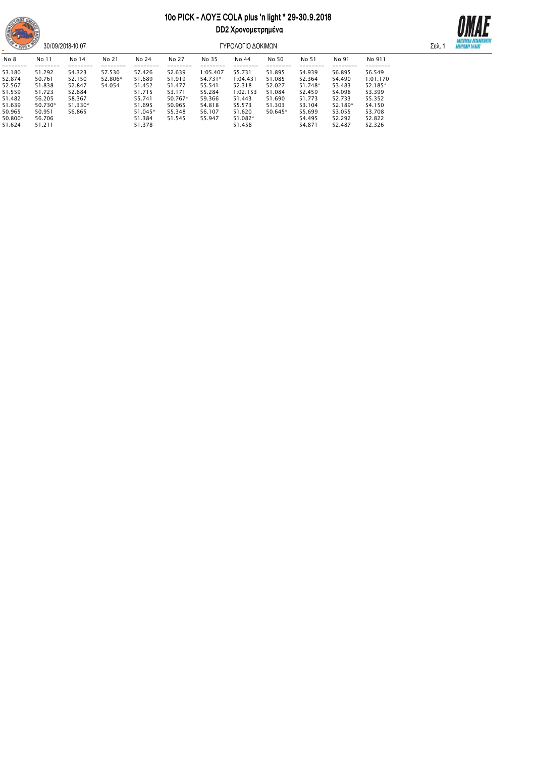# 10ο PICK - ΛΟΥΞ COLA plus 'n light * 29-30.9.2018

## DD2 Χρονομετρημένα

30/09/2018-10:07

ΓΥΡΟΛΟΓΙΟ ΔΟΚΙΜΩΝ

| No 8 | No 11 | No 14 | No 21 | No 24 | No 27 | No 35 | No 44 | No 50 | No 51 | No 91 | No 911 |
|---|---|---|---|---|---|---|---|---|---|---|---|
| 53.180 | 51.292 | 54.323 | 57.530 | 57.426 | 52.639 | 1:05.407 | 55.731 | 51.895 | 54.939 | 56.895 | 56.549 |
| 52.874 | 50.761 | 52.150 | 52.806* | 51.689 | 51.919 | 54.731* | 1:04.431 | 51.085 | 52.364 | 54.490 | 1:01.170 |
| 52.567 | 51.838 | 52.847 | 54.054 | 51.452 | 51.477 | 55.541 | 52.318 | 52.027 | 51.748* | 53.483 | 52.185* |
| 51.559 | 51.723 | 52.684 | | 51.715 | 53.171 | 55.284 | 1:02.153 | 51.084 | 52.459 | 54.098 | 53.399 |
| 51.482 | 56.205 | 58.367 | | 55.741 | 50.767* | 59.366 | 51.443 | 51.690 | 51.773 | 52.733 | 55.352 |
| 51.639 | 50.730* | 51.330* | | 51.695 | 50.965 | 54.818 | 55.573 | 51.303 | 53.104 | 52.189* | 54.150 |
| 50.965 | 50.951 | 56.865 | | 51.045* | 55.348 | 56.107 | 51.620 | 50.645* | 55.699 | 53.055 | 53.708 |
| 50.800* | 56.706 | | | 51.384 | 51.545 | 55.947 | 51.082* | | 54.495 | 52.292 | 52.822 |
| 51.624 | 51.211 | | | 51.378 | | | 51.458 | | 54.871 | 52.487 | 52.326 |